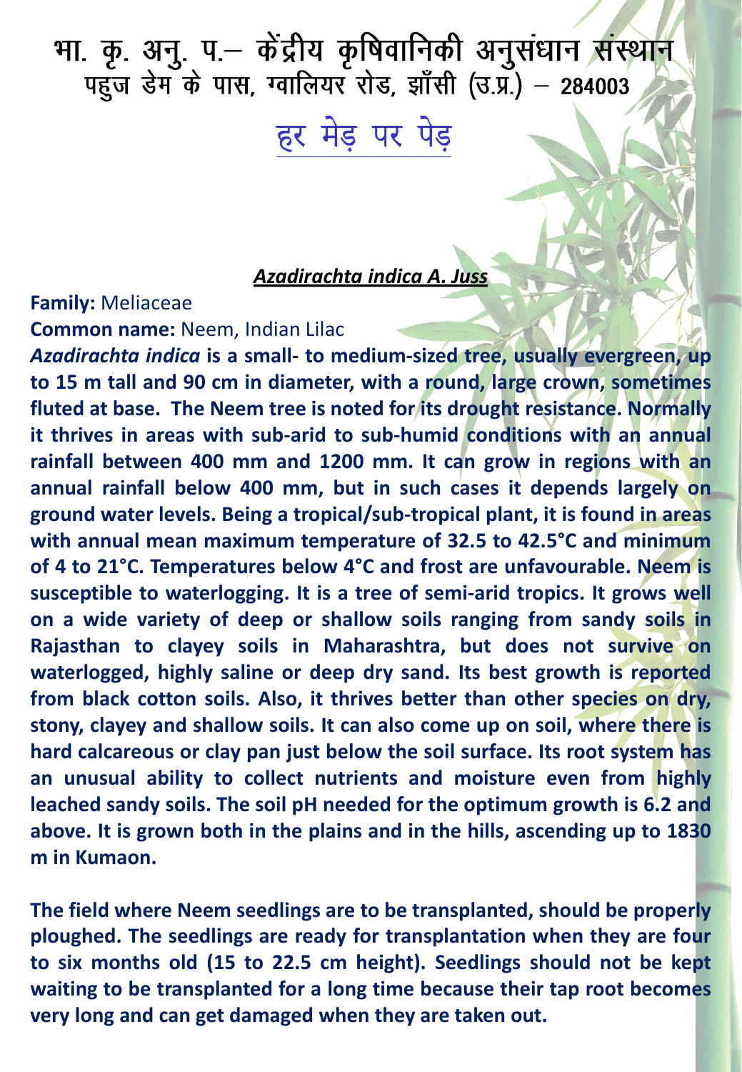# भा. कृ. अनु. प.– केंद्रीय कृषिवानिकी अनुसंधान संस्थान

पहुज डेम के पास, ग्वालियर रोड, झाँसी (उ.प्र.) – 284003

## हर मेड़ पर पेड़

### *Azadirachta indica A. Juss*

**Family:** Meliaceae

**Common name:** Neem, Indian Lilac

***Azadirachta indica* is a small- to medium-sized tree, usually evergreen, up to 15 m tall and 90 cm in diameter, with a round, large crown, sometimes fluted at base. The Neem tree is noted for its drought resistance. Normally it thrives in areas with sub-arid to sub-humid conditions with an annual rainfall between 400 mm and 1200 mm. It can grow in regions with an annual rainfall below 400 mm, but in such cases it depends largely on ground water levels. Being a tropical/sub-tropical plant, it is found in areas with annual mean maximum temperature of 32.5 to 42.5°C and minimum of 4 to 21°C. Temperatures below 4°C and frost are unfavourable. Neem is susceptible to waterlogging. It is a tree of semi-arid tropics. It grows well on a wide variety of deep or shallow soils ranging from sandy soils in Rajasthan to clayey soils in Maharashtra, but does not survive on waterlogged, highly saline or deep dry sand. Its best growth is reported from black cotton soils. Also, it thrives better than other species on dry, stony, clayey and shallow soils. It can also come up on soil, where there is hard calcareous or clay pan just below the soil surface. Its root system has an unusual ability to collect nutrients and moisture even from highly leached sandy soils. The soil pH needed for the optimum growth is 6.2 and above. It is grown both in the plains and in the hills, ascending up to 1830 m in Kumaon.**

**The field where Neem seedlings are to be transplanted, should be properly ploughed. The seedlings are ready for transplantation when they are four to six months old (15 to 22.5 cm height). Seedlings should not be kept waiting to be transplanted for a long time because their tap root becomes very long and can get damaged when they are taken out.**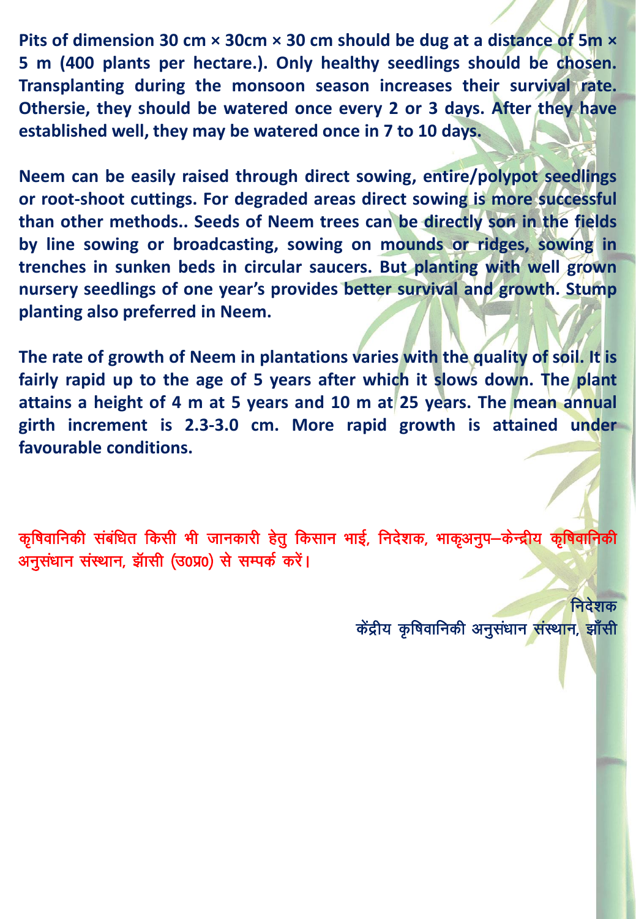**Pits of dimension 30 cm × 30cm × 30 cm should be dug at a distance of 5m × 5 m (400 plants per hectare.). Only healthy seedlings should be chosen. Transplanting during the monsoon season increases their survival rate. Othersie, they should be watered once every 2 or 3 days. After they have established well, they may be watered once in 7 to 10 days.**

**Neem can be easily raised through direct sowing, entire/polypot seedlings or root-shoot cuttings. For degraded areas direct sowing is more successful than other methods.. Seeds of Neem trees can be directly son in the fields by line sowing or broadcasting, sowing on mounds or ridges, sowing in trenches in sunken beds in circular saucers. But planting with well grown nursery seedlings of one year's provides better survival and growth. Stump planting also preferred in Neem.**

**The rate of growth of Neem in plantations varies with the quality of soil. It is fairly rapid up to the age of 5 years after which it slows down. The plant attains a height of 4 m at 5 years and 10 m at 25 years. The mean annual girth increment is 2.3-3.0 cm. More rapid growth is attained under favourable conditions.**

कृषिवानिकी संबंधित किसी भी जानकारी हेतु किसान भाई, निदेशक, भाकृअनुप–केन्द्रीय कृषिवानिकी अनुसंधान संस्थान, झाँसी (उ0प्र0) से सम्पर्क करें।

निदेशक
केंद्रीय कृषिवानिकी अनुसंधान संस्थान, झाँसी